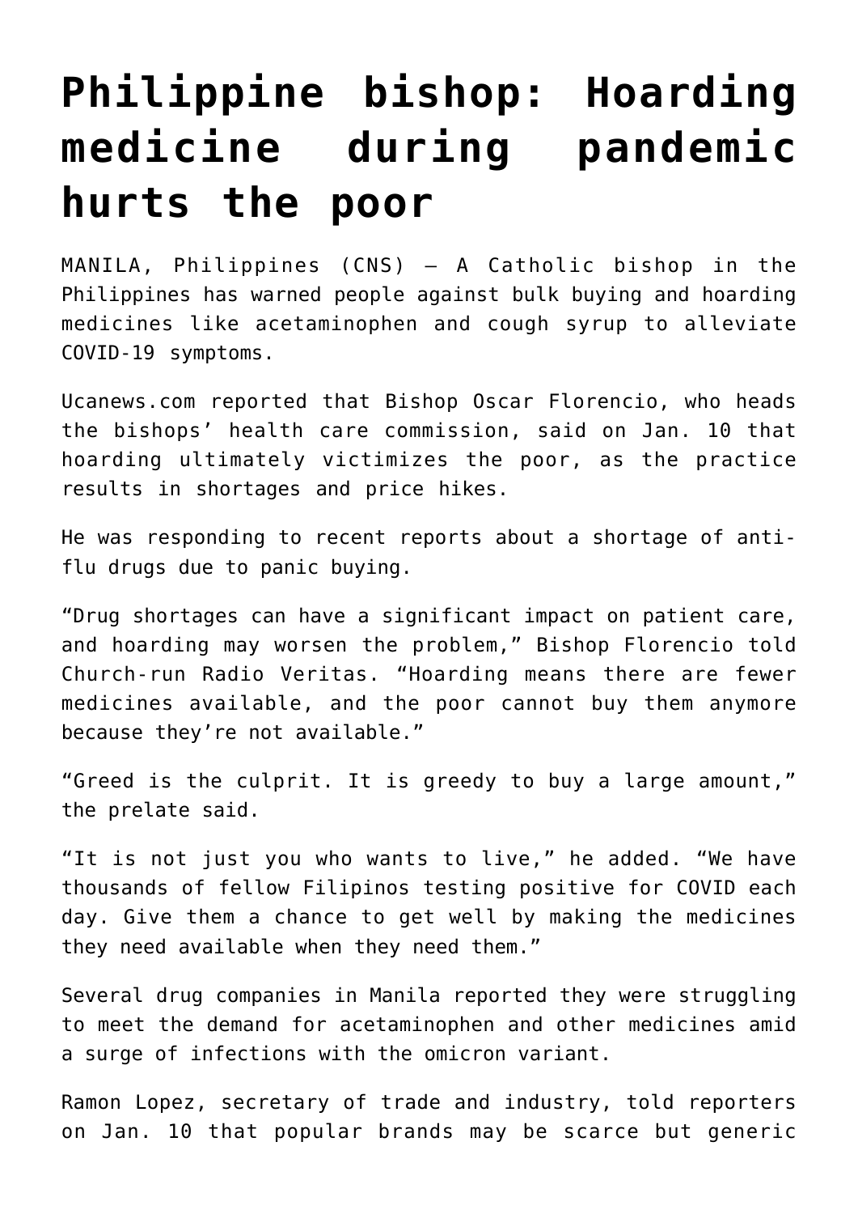# Philippine bishop: Hoarding medicine during pandemic hurts the poor

MANILA, Philippines (CNS) — A Catholic bishop in the Philippines has warned people against bulk buying and hoarding medicines like acetaminophen and cough syrup to alleviate COVID-19 symptoms.

Ucanews.com reported that Bishop Oscar Florencio, who heads the bishops' health care commission, said on Jan. 10 that hoarding ultimately victimizes the poor, as the practice results in shortages and price hikes.

He was responding to recent reports about a shortage of anti-flu drugs due to panic buying.

"Drug shortages can have a significant impact on patient care, and hoarding may worsen the problem," Bishop Florencio told Church-run Radio Veritas. "Hoarding means there are fewer medicines available, and the poor cannot buy them anymore because they're not available."

"Greed is the culprit. It is greedy to buy a large amount," the prelate said.

"It is not just you who wants to live," he added. "We have thousands of fellow Filipinos testing positive for COVID each day. Give them a chance to get well by making the medicines they need available when they need them."

Several drug companies in Manila reported they were struggling to meet the demand for acetaminophen and other medicines amid a surge of infections with the omicron variant.

Ramon Lopez, secretary of trade and industry, told reporters on Jan. 10 that popular brands may be scarce but generic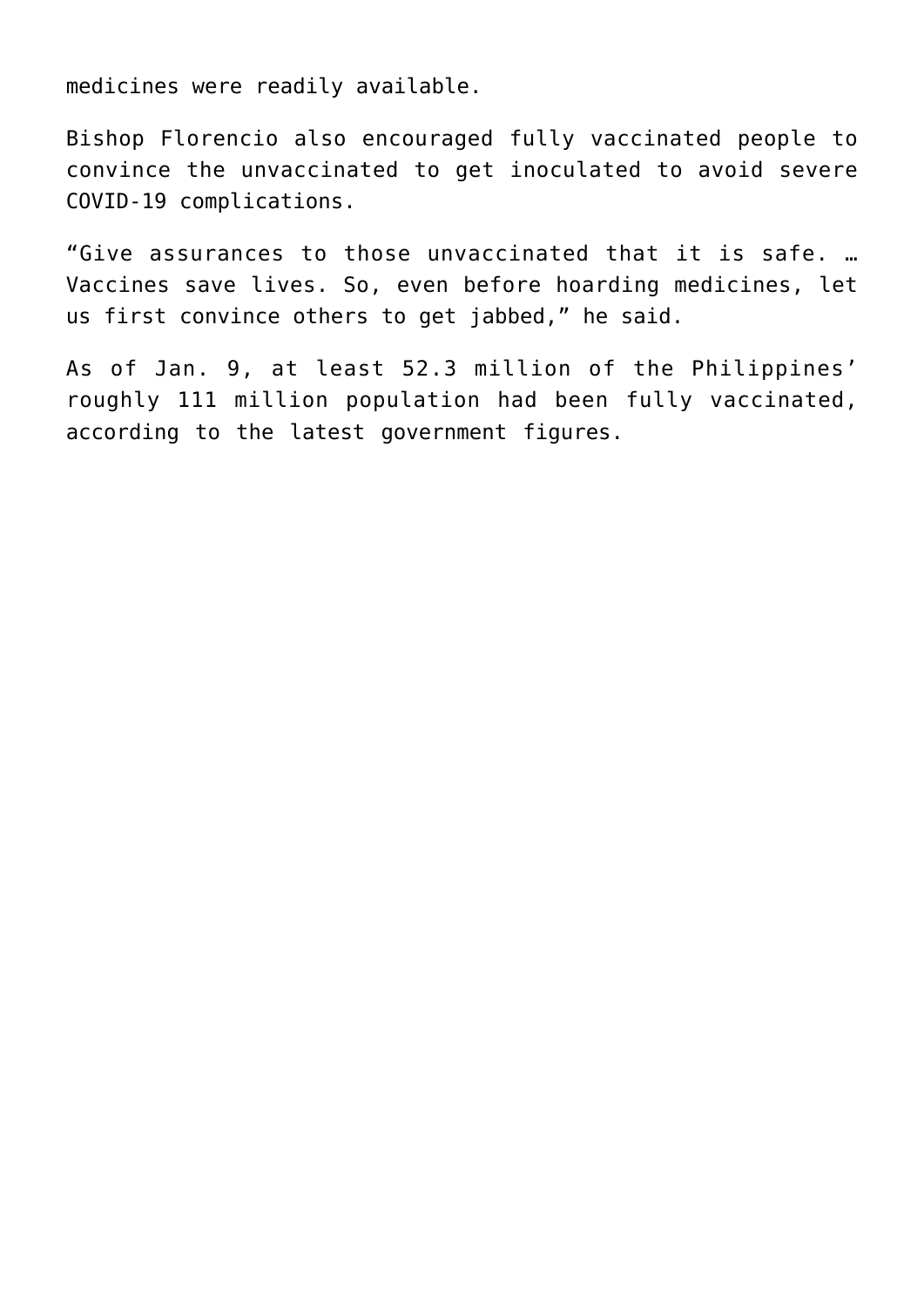medicines were readily available.

Bishop Florencio also encouraged fully vaccinated people to convince the unvaccinated to get inoculated to avoid severe COVID-19 complications.

“Give assurances to those unvaccinated that it is safe. … Vaccines save lives. So, even before hoarding medicines, let us first convince others to get jabbed,” he said.

As of Jan. 9, at least 52.3 million of the Philippines’ roughly 111 million population had been fully vaccinated, according to the latest government figures.